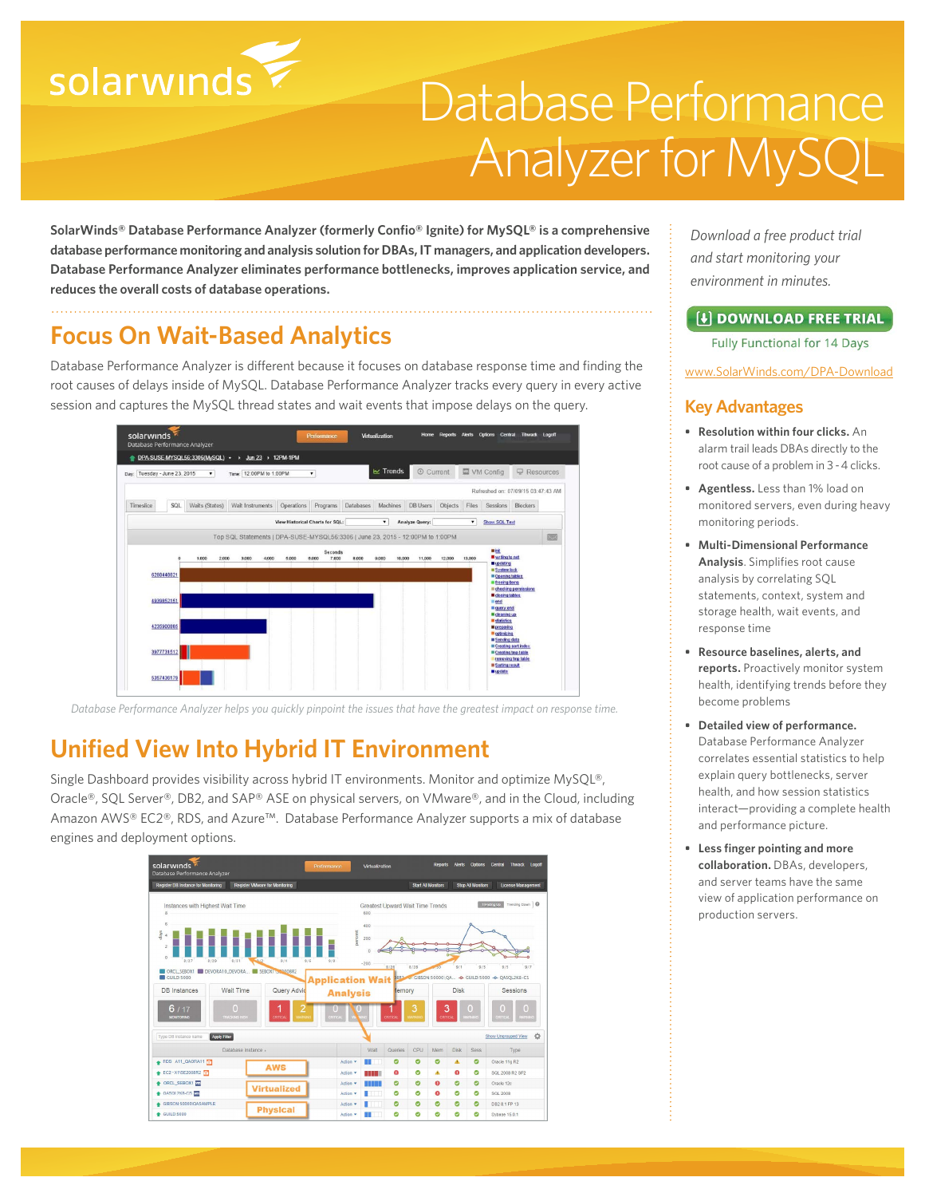# Database Performance Analyzer for MySQL

**SolarWinds® Database Performance Analyzer (formerly Confio® Ignite) for MySQL® is a comprehensive database performance monitoring and analysis solution for DBAs, IT managers, and application developers. Database Performance Analyzer eliminates performance bottlenecks, improves application service, and reduces the overall costs of database operations.**

## Focus On Wait-Based Analytics

Database Performance Analyzer is different because it focuses on database response time and finding the root causes of delays inside of MySQL. Database Performance Analyzer tracks every query in every active session and captures the MySQL thread states and wait events that impose delays on the query.

*Database Performance Analyzer helps you quickly pinpoint the issues that have the greatest impact on response time.*

## Unified View Into Hybrid IT Environment

Single Dashboard provides visibility across hybrid IT environments. Monitor and optimize MySQL®, Oracle®, SQL Server®, DB2, and SAP® ASE on physical servers, on VMware®, and in the Cloud, including Amazon AWS® EC2®, RDS, and Azure™. Database Performance Analyzer supports a mix of database engines and deployment options.

*Download a free product trial and start monitoring your environment in minutes.*

**DOWNLOAD FREE TRIAL**

Fully Functional for 14 Days

www.SolarWinds.com/DPA-Download

## Key Advantages

- **Resolution within four clicks.** An alarm trail leads DBAs directly to the root cause of a problem in 3 - 4 clicks.
- **Agentless.** Less than 1% load on monitored servers, even during heavy monitoring periods.
- **Multi-Dimensional Performance Analysis.** Simplifies root cause analysis by correlating SQL statements, context, system and storage health, wait events, and response time
- **Resource baselines, alerts, and reports.** Proactively monitor system health, identifying trends before they become problems
- **Detailed view of performance.** Database Performance Analyzer correlates essential statistics to help explain query bottlenecks, server health, and how session statistics interact—providing a complete health and performance picture.
- **Less finger pointing and more collaboration.** DBAs, developers, and server teams have the same view of application performance on production servers.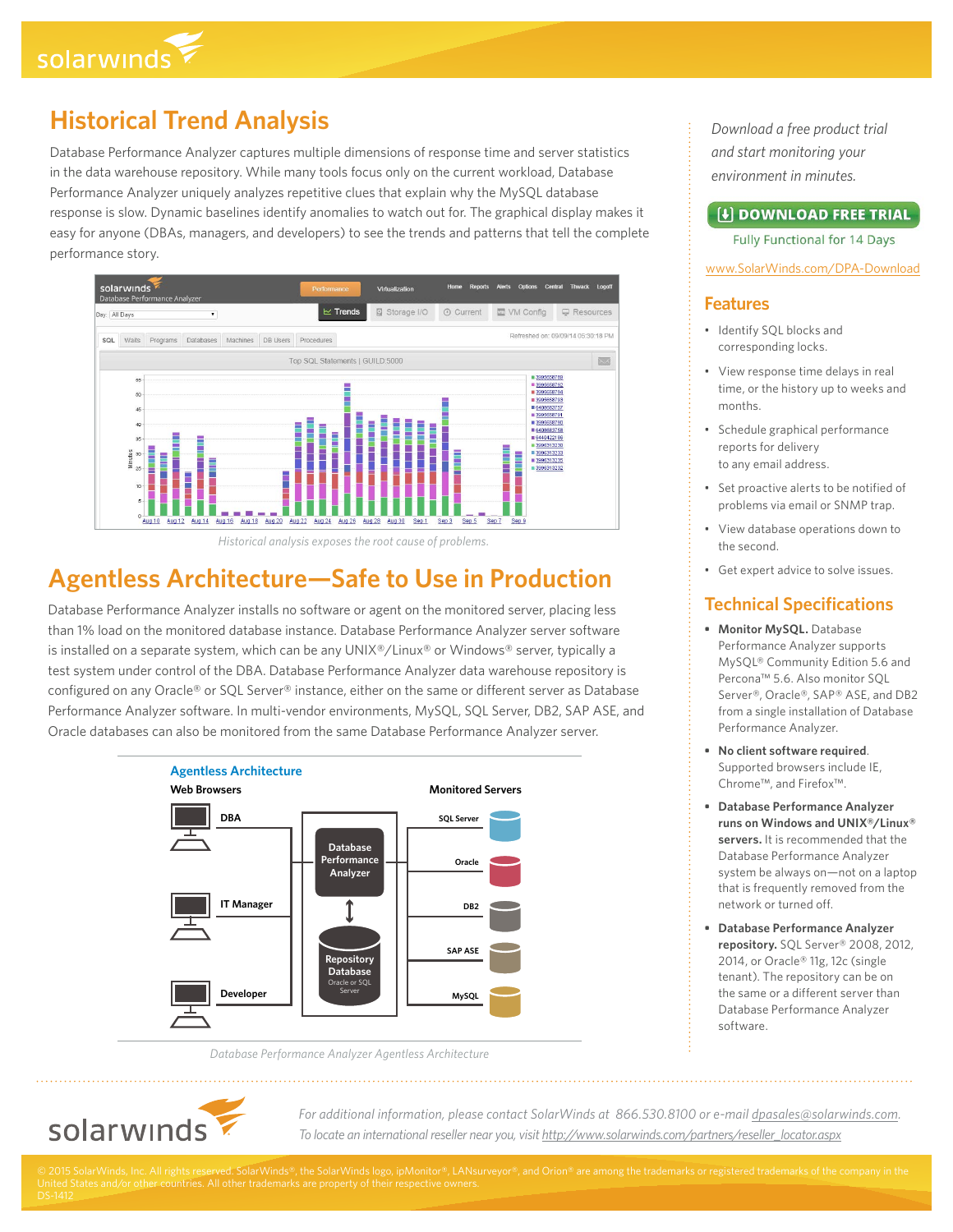# Historical Trend Analysis

Database Performance Analyzer captures multiple dimensions of response time and server statistics in the data warehouse repository. While many tools focus only on the current workload, Database Performance Analyzer uniquely analyzes repetitive clues that explain why the MySQL database response is slow. Dynamic baselines identify anomalies to watch out for. The graphical display makes it easy for anyone (DBAs, managers, and developers) to see the trends and patterns that tell the complete performance story.

*Historical analysis exposes the root cause of problems.*

# Agentless Architecture—Safe to Use in Production

Database Performance Analyzer installs no software or agent on the monitored server, placing less than 1% load on the monitored database instance. Database Performance Analyzer server software is installed on a separate system, which can be any UNIX®/Linux® or Windows® server, typically a test system under control of the DBA. Database Performance Analyzer data warehouse repository is configured on any Oracle® or SQL Server® instance, either on the same or different server as Database Performance Analyzer software. In multi-vendor environments, MySQL, SQL Server, DB2, SAP ASE, and Oracle databases can also be monitored from the same Database Performance Analyzer server.

Agentless Architecture

Web Browsers

DBA

IT Manager

Developer

Database Performance Analyzer

Repository Database

Oracle or SQL Server

Monitored Servers

SQL Server

Oracle

DB2

SAP ASE

MySQL

*Database Performance Analyzer Agentless Architecture*

*Download a free product trial and start monitoring your environment in minutes.*

DOWNLOAD FREE TRIAL

Fully Functional for 14 Days

www.SolarWinds.com/DPA-Download

## Features

- Identify SQL blocks and corresponding locks.
- View response time delays in real time, or the history up to weeks and months.
- Schedule graphical performance reports for delivery to any email address.
- Set proactive alerts to be notified of problems via email or SNMP trap.
- View database operations down to the second.
- Get expert advice to solve issues.

## Technical Specifications

- **Monitor MySQL.** Database Performance Analyzer supports MySQL® Community Edition 5.6 and Percona™ 5.6. Also monitor SQL Server®, Oracle®, SAP® ASE, and DB2 from a single installation of Database Performance Analyzer.
- **No client software required**. Supported browsers include IE, Chrome™, and Firefox™.
- **Database Performance Analyzer runs on Windows and UNIX®/Linux® servers.** It is recommended that the Database Performance Analyzer system be always on—not on a laptop that is frequently removed from the network or turned off.
- **Database Performance Analyzer repository.** SQL Server® 2008, 2012, 2014, or Oracle® 11g, 12c (single tenant). The repository can be on the same or a different server than Database Performance Analyzer software.

*For additional information, please contact SolarWinds at 866.530.8100 or e-mail dpasales@solarwinds.com.*
*To locate an international reseller near you, visit http://www.solarwinds.com/partners/reseller_locator.aspx*

© 2015 SolarWinds, Inc. All rights reserved. SolarWinds®, the SolarWinds logo, ipMonitor®, LANsurveyor®, and Orion® are among the trademarks or registered trademarks of the company in the United States and/or other countries. All other trademarks are property of their respective owners.
DS-1412